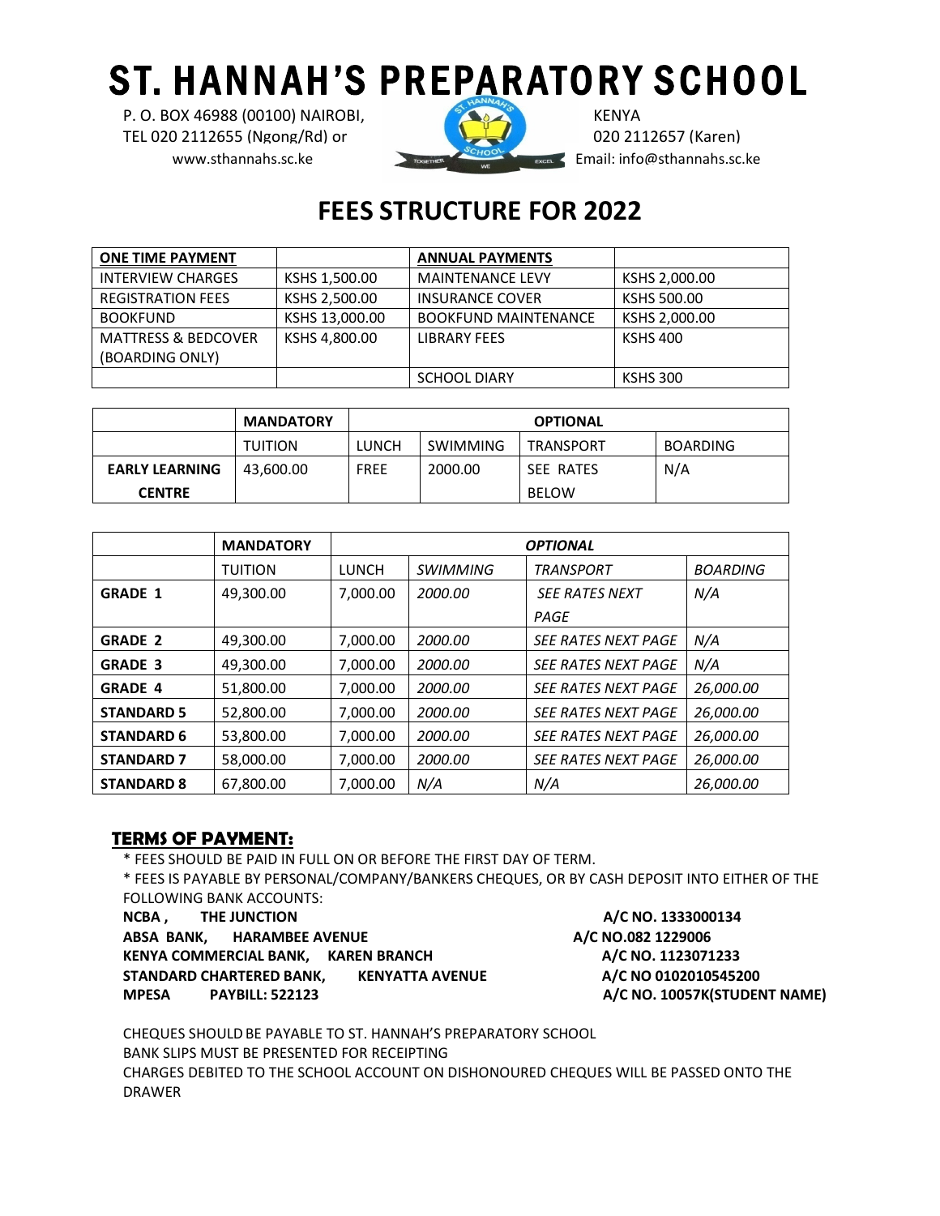# ST. HANNAH'S PREPARATORY SCHOOL

P. O. BOX 46988 (00100) NAIROBI, KENYA
TEL 020 2112655 (Ngong/Rd) or 020 2112657 (Karen)
www.sthannahs.sc.ke Email: info@sthannahs.sc.ke

## FEES STRUCTURE FOR 2022

| ONE TIME PAYMENT | | ANNUAL PAYMENTS | |
|---|---|---|---|
| INTERVIEW CHARGES | KSHS 1,500.00 | MAINTENANCE LEVY | KSHS 2,000.00 |
| REGISTRATION FEES | KSHS 2,500.00 | INSURANCE COVER | KSHS 500.00 |
| BOOKFUND | KSHS 13,000.00 | BOOKFUND MAINTENANCE | KSHS 2,000.00 |
| MATTRESS & BEDCOVER (BOARDING ONLY) | KSHS 4,800.00 | LIBRARY FEES | KSHS 400 |
| | | SCHOOL DIARY | KSHS 300 |

| | MANDATORY | OPTIONAL | | | |
|---|---|---|---|---|---|
| | TUITION | LUNCH | SWIMMING | TRANSPORT | BOARDING |
| **EARLY LEARNING CENTRE** | 43,600.00 | FREE | 2000.00 | SEE RATES BELOW | N/A |

| | MANDATORY | *OPTIONAL* | | | |
|---|---|---|---|---|---|
| | TUITION | LUNCH | *SWIMMING* | *TRANSPORT* | *BOARDING* |
| **GRADE 1** | 49,300.00 | 7,000.00 | *2000.00* | *SEE RATES NEXT PAGE* | *N/A* |
| **GRADE 2** | 49,300.00 | 7,000.00 | *2000.00* | *SEE RATES NEXT PAGE* | *N/A* |
| **GRADE 3** | 49,300.00 | 7,000.00 | *2000.00* | *SEE RATES NEXT PAGE* | *N/A* |
| **GRADE 4** | 51,800.00 | 7,000.00 | *2000.00* | *SEE RATES NEXT PAGE* | *26,000.00* |
| **STANDARD 5** | 52,800.00 | 7,000.00 | *2000.00* | *SEE RATES NEXT PAGE* | *26,000.00* |
| **STANDARD 6** | 53,800.00 | 7,000.00 | *2000.00* | *SEE RATES NEXT PAGE* | *26,000.00* |
| **STANDARD 7** | 58,000.00 | 7,000.00 | *2000.00* | *SEE RATES NEXT PAGE* | *26,000.00* |
| **STANDARD 8** | 67,800.00 | 7,000.00 | *N/A* | *N/A* | *26,000.00* |

### TERMS OF PAYMENT:

* FEES SHOULD BE PAID IN FULL ON OR BEFORE THE FIRST DAY OF TERM.
* FEES IS PAYABLE BY PERSONAL/COMPANY/BANKERS CHEQUES, OR BY CASH DEPOSIT INTO EITHER OF THE FOLLOWING BANK ACCOUNTS:

**NCBA, THE JUNCTION — A/C NO. 1333000134**
**ABSA BANK, HARAMBEE AVENUE — A/C NO.082 1229006**
**KENYA COMMERCIAL BANK, KAREN BRANCH — A/C NO. 1123071233**
**STANDARD CHARTERED BANK, KENYATTA AVENUE — A/C NO 0102010545200**
**MPESA PAYBILL: 522123 — A/C NO. 10057K(STUDENT NAME)**

CHEQUES SHOULD BE PAYABLE TO ST. HANNAH'S PREPARATORY SCHOOL
BANK SLIPS MUST BE PRESENTED FOR RECEIPTING
CHARGES DEBITED TO THE SCHOOL ACCOUNT ON DISHONOURED CHEQUES WILL BE PASSED ONTO THE DRAWER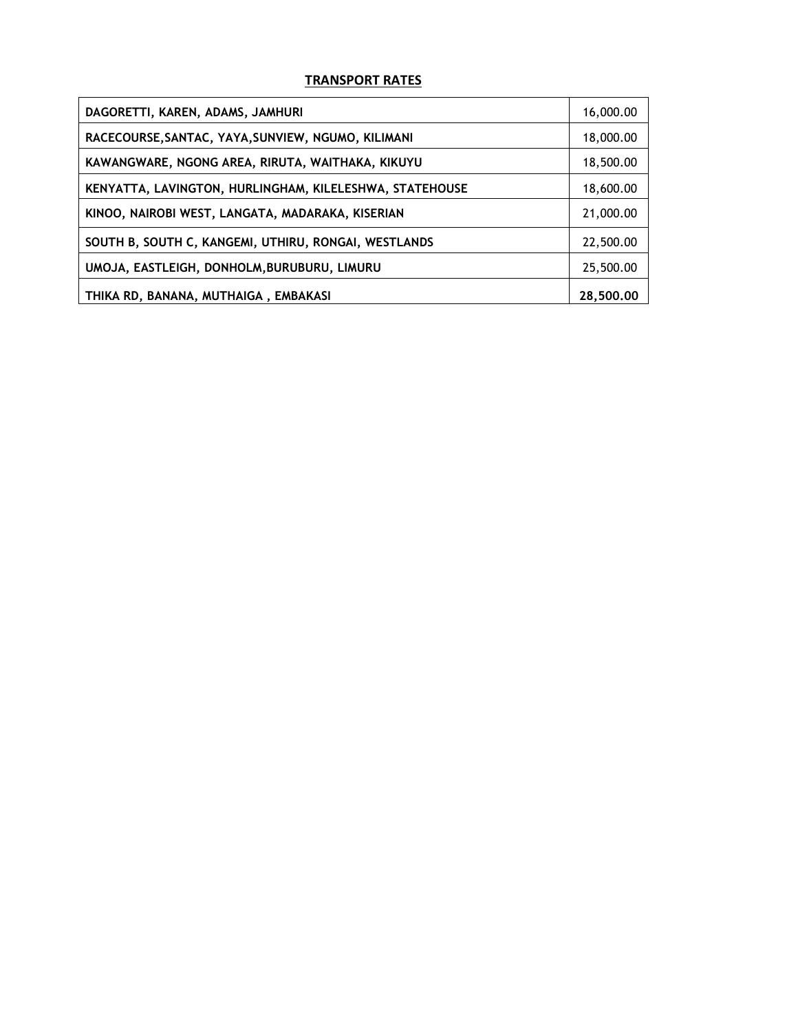**TRANSPORT RATES**

| | |
|---|---|
| DAGORETTI, KAREN, ADAMS, JAMHURI | 16,000.00 |
| RACECOURSE,SANTAC, YAYA,SUNVIEW, NGUMO, KILIMANI | 18,000.00 |
| KAWANGWARE, NGONG AREA, RIRUTA, WAITHAKA, KIKUYU | 18,500.00 |
| KENYATTA, LAVINGTON, HURLINGHAM, KILELESHWA, STATEHOUSE | 18,600.00 |
| KINOO, NAIROBI WEST, LANGATA, MADARAKA, KISERIAN | 21,000.00 |
| SOUTH B, SOUTH C, KANGEMI, UTHIRU, RONGAI, WESTLANDS | 22,500.00 |
| UMOJA, EASTLEIGH, DONHOLM,BURUBURU, LIMURU | 25,500.00 |
| THIKA RD, BANANA, MUTHAIGA , EMBAKASI | **28,500.00** |